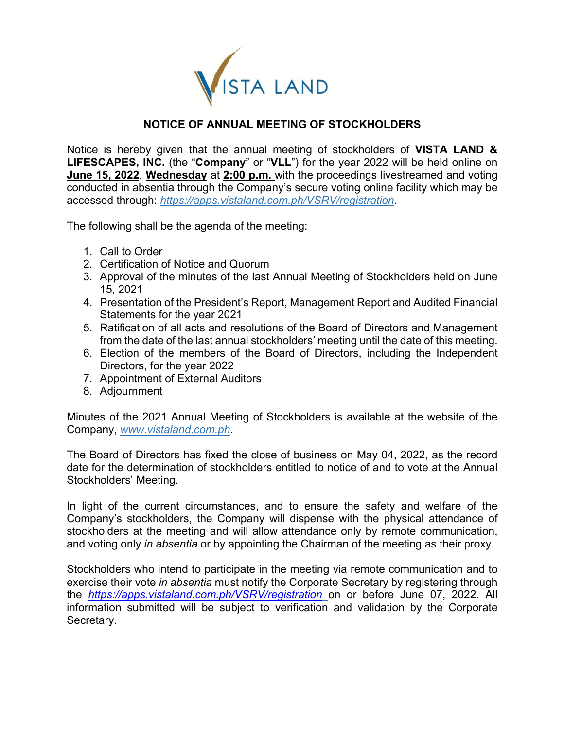VISTA LAND

# NOTICE OF ANNUAL MEETING OF STOCKHOLDERS

Notice is hereby given that the annual meeting of stockholders of **VISTA LAND & LIFESCAPES, INC.** (the "**Company**" or "**VLL**") for the year 2022 will be held online on **June 15, 2022**, **Wednesday** at **2:00 p.m.** with the proceedings livestreamed and voting conducted in absentia through the Company's secure voting online facility which may be accessed through: *https://apps.vistaland.com.ph/VSRV/registration*.

The following shall be the agenda of the meeting:

1. Call to Order
2. Certification of Notice and Quorum
3. Approval of the minutes of the last Annual Meeting of Stockholders held on June 15, 2021
4. Presentation of the President's Report, Management Report and Audited Financial Statements for the year 2021
5. Ratification of all acts and resolutions of the Board of Directors and Management from the date of the last annual stockholders' meeting until the date of this meeting.
6. Election of the members of the Board of Directors, including the Independent Directors, for the year 2022
7. Appointment of External Auditors
8. Adjournment

Minutes of the 2021 Annual Meeting of Stockholders is available at the website of the Company, *www.vistaland.com.ph*.

The Board of Directors has fixed the close of business on May 04, 2022, as the record date for the determination of stockholders entitled to notice of and to vote at the Annual Stockholders' Meeting.

In light of the current circumstances, and to ensure the safety and welfare of the Company's stockholders, the Company will dispense with the physical attendance of stockholders at the meeting and will allow attendance only by remote communication, and voting only *in absentia* or by appointing the Chairman of the meeting as their proxy.

Stockholders who intend to participate in the meeting via remote communication and to exercise their vote *in absentia* must notify the Corporate Secretary by registering through the *https://apps.vistaland.com.ph/VSRV/registration* on or before June 07, 2022. All information submitted will be subject to verification and validation by the Corporate Secretary.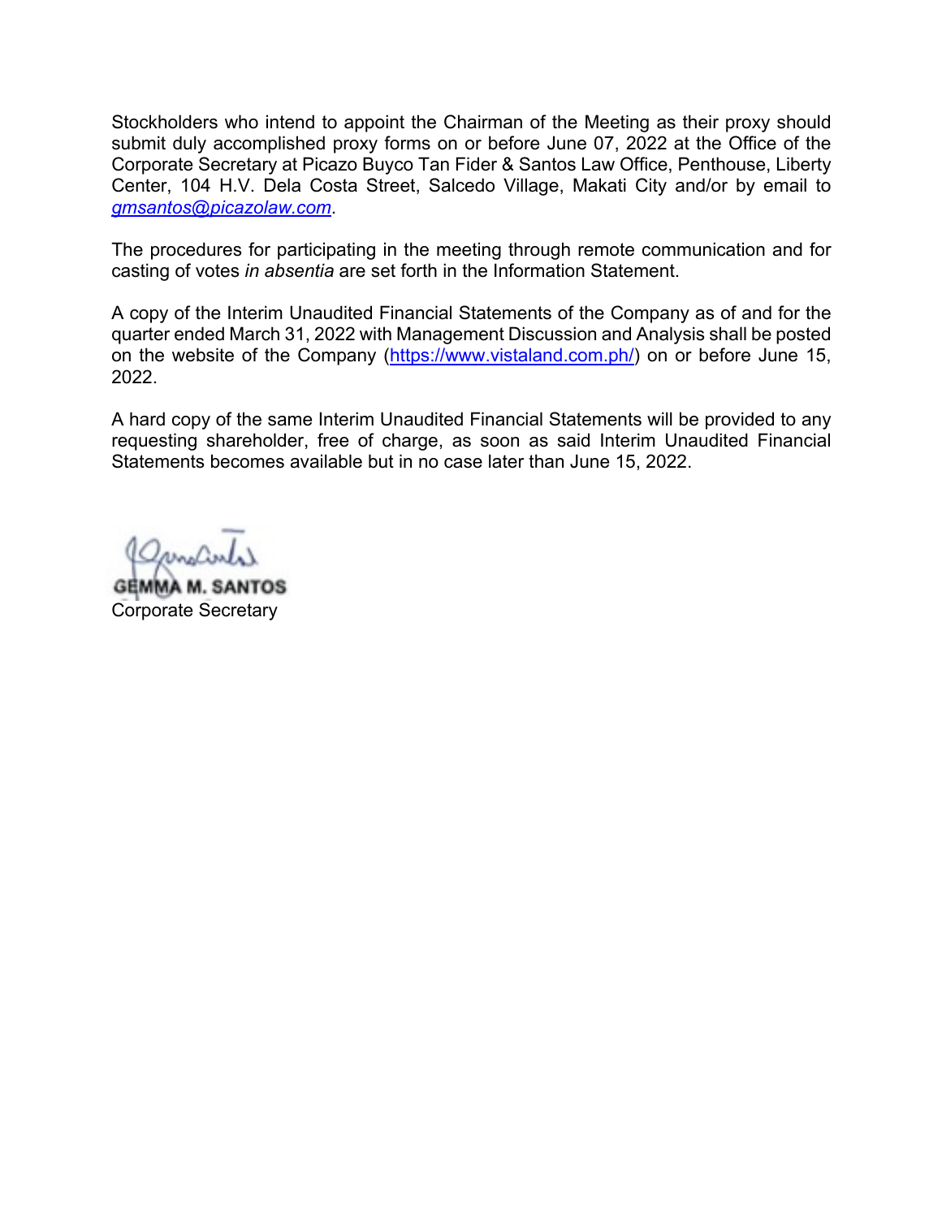Stockholders who intend to appoint the Chairman of the Meeting as their proxy should submit duly accomplished proxy forms on or before June 07, 2022 at the Office of the Corporate Secretary at Picazo Buyco Tan Fider & Santos Law Office, Penthouse, Liberty Center, 104 H.V. Dela Costa Street, Salcedo Village, Makati City and/or by email to *gmsantos@picazolaw.com*.

The procedures for participating in the meeting through remote communication and for casting of votes *in absentia* are set forth in the Information Statement.

A copy of the Interim Unaudited Financial Statements of the Company as of and for the quarter ended March 31, 2022 with Management Discussion and Analysis shall be posted on the website of the Company (https://www.vistaland.com.ph/) on or before June 15, 2022.

A hard copy of the same Interim Unaudited Financial Statements will be provided to any requesting shareholder, free of charge, as soon as said Interim Unaudited Financial Statements becomes available but in no case later than June 15, 2022.

**GEMMA M. SANTOS**
Corporate Secretary